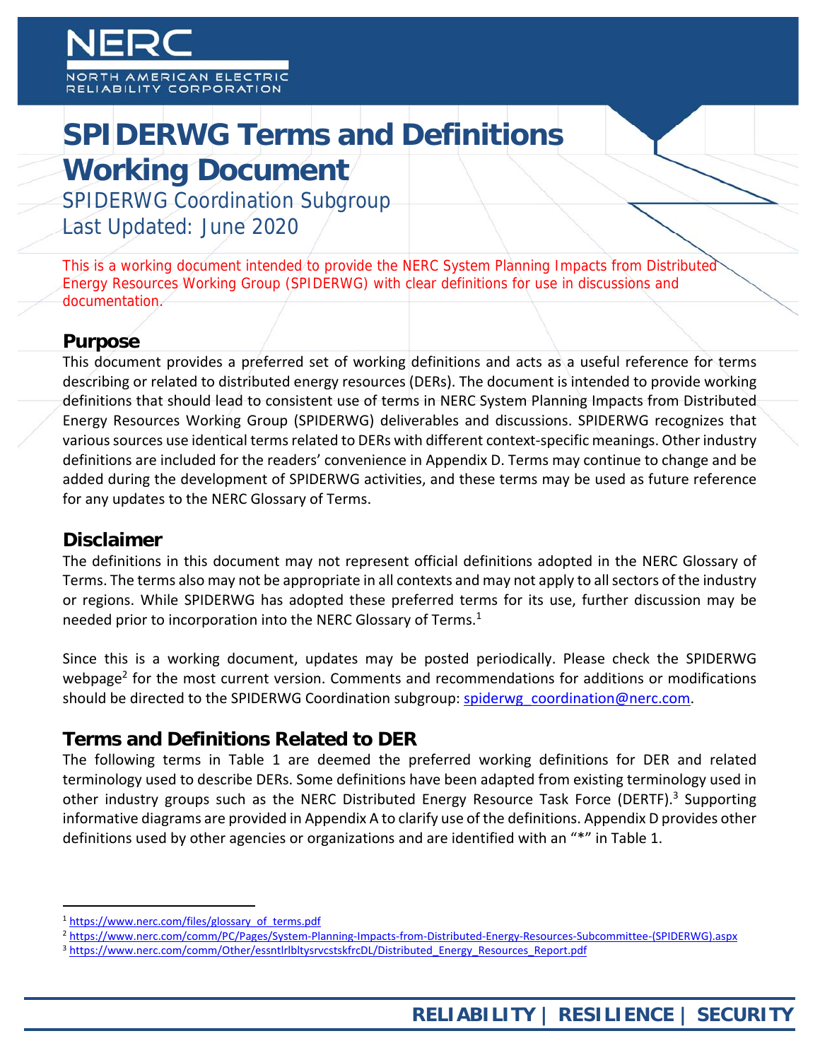# SPIDERWG Terms and Definitions Working Document

SPIDERWG Coordination Subgroup
Last Updated: June 2020

This is a working document intended to provide the NERC System Planning Impacts from Distributed Energy Resources Working Group (SPIDERWG) with clear definitions for use in discussions and documentation.

## Purpose

This document provides a preferred set of working definitions and acts as a useful reference for terms describing or related to distributed energy resources (DERs). The document is intended to provide working definitions that should lead to consistent use of terms in NERC System Planning Impacts from Distributed Energy Resources Working Group (SPIDERWG) deliverables and discussions. SPIDERWG recognizes that various sources use identical terms related to DERs with different context-specific meanings. Other industry definitions are included for the readers' convenience in Appendix D. Terms may continue to change and be added during the development of SPIDERWG activities, and these terms may be used as future reference for any updates to the NERC Glossary of Terms.

## Disclaimer

The definitions in this document may not represent official definitions adopted in the NERC Glossary of Terms. The terms also may not be appropriate in all contexts and may not apply to all sectors of the industry or regions. While SPIDERWG has adopted these preferred terms for its use, further discussion may be needed prior to incorporation into the NERC Glossary of Terms.[1]

Since this is a working document, updates may be posted periodically. Please check the SPIDERWG webpage[2] for the most current version. Comments and recommendations for additions or modifications should be directed to the SPIDERWG Coordination subgroup: spiderwg_coordination@nerc.com.

## Terms and Definitions Related to DER

The following terms in Table 1 are deemed the preferred working definitions for DER and related terminology used to describe DERs. Some definitions have been adapted from existing terminology used in other industry groups such as the NERC Distributed Energy Resource Task Force (DERTF).[3] Supporting informative diagrams are provided in Appendix A to clarify use of the definitions. Appendix D provides other definitions used by other agencies or organizations and are identified with an "*" in Table 1.

---

[1] https://www.nerc.com/files/glossary_of_terms.pdf

[2] https://www.nerc.com/comm/PC/Pages/System-Planning-Impacts-from-Distributed-Energy-Resources-Subcommittee-(SPIDERWG).aspx

[3] https://www.nerc.com/comm/Other/essntlrlbltysrvcstskfrcDL/Distributed_Energy_Resources_Report.pdf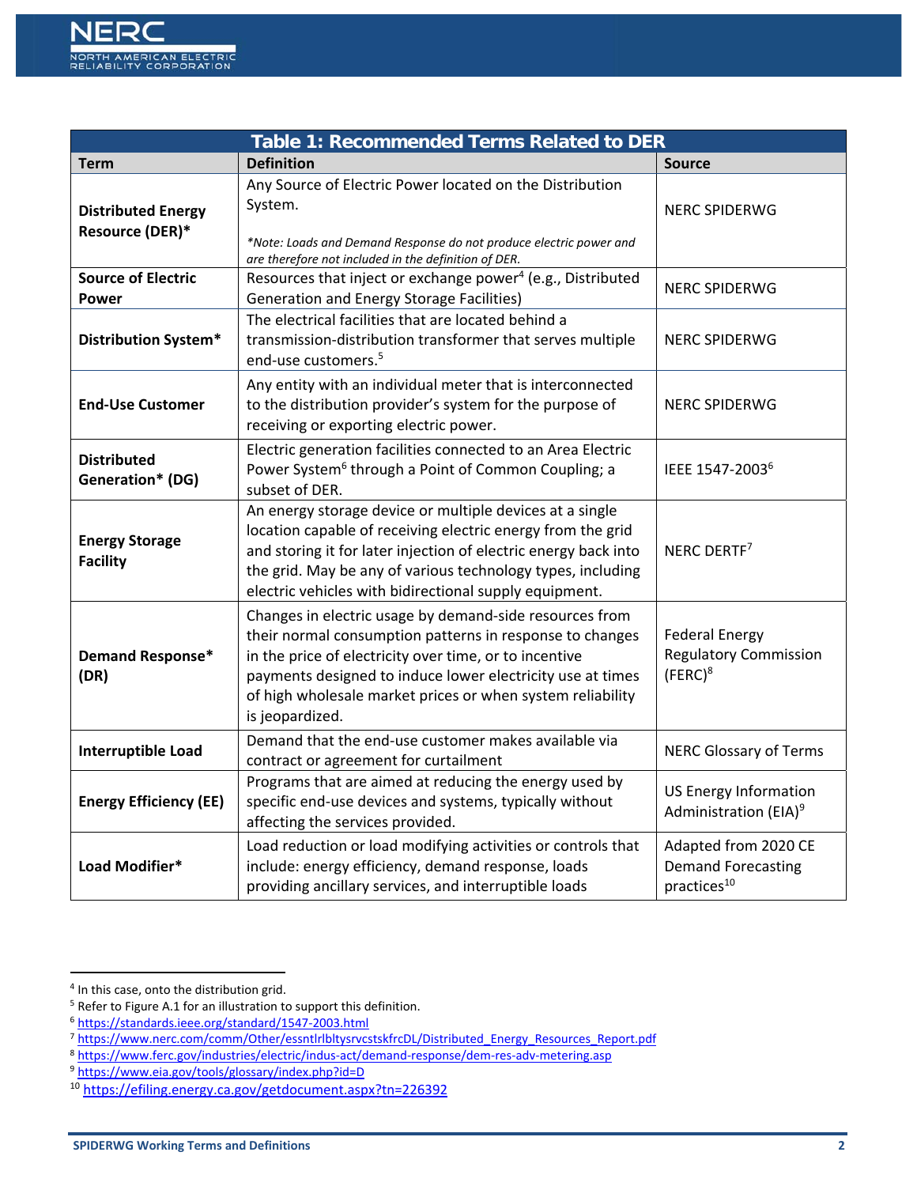**Table 1: Recommended Terms Related to DER**

| Term | Definition | Source |
|---|---|---|
| **Distributed Energy Resource (DER)*** | Any Source of Electric Power located on the Distribution System. *\*Note: Loads and Demand Response do not produce electric power and are therefore not included in the definition of DER.* | NERC SPIDERWG |
| **Source of Electric Power** | Resources that inject or exchange power[4] (e.g., Distributed Generation and Energy Storage Facilities) | NERC SPIDERWG |
| **Distribution System*** | The electrical facilities that are located behind a transmission-distribution transformer that serves multiple end-use customers.[5] | NERC SPIDERWG |
| **End-Use Customer** | Any entity with an individual meter that is interconnected to the distribution provider's system for the purpose of receiving or exporting electric power. | NERC SPIDERWG |
| **Distributed Generation* (DG)** | Electric generation facilities connected to an Area Electric Power System[6] through a Point of Common Coupling; a subset of DER. | IEEE 1547-2003[6] |
| **Energy Storage Facility** | An energy storage device or multiple devices at a single location capable of receiving electric energy from the grid and storing it for later injection of electric energy back into the grid. May be any of various technology types, including electric vehicles with bidirectional supply equipment. | NERC DERTF[7] |
| **Demand Response* (DR)** | Changes in electric usage by demand-side resources from their normal consumption patterns in response to changes in the price of electricity over time, or to incentive payments designed to induce lower electricity use at times of high wholesale market prices or when system reliability is jeopardized. | Federal Energy Regulatory Commission (FERC)[8] |
| **Interruptible Load** | Demand that the end-use customer makes available via contract or agreement for curtailment | NERC Glossary of Terms |
| **Energy Efficiency (EE)** | Programs that are aimed at reducing the energy used by specific end-use devices and systems, typically without affecting the services provided. | US Energy Information Administration (EIA)[9] |
| **Load Modifier*** | Load reduction or load modifying activities or controls that include: energy efficiency, demand response, loads providing ancillary services, and interruptible loads | Adapted from 2020 CE Demand Forecasting practices[10] |

[4] In this case, onto the distribution grid.
[5] Refer to Figure A.1 for an illustration to support this definition.
[6] https://standards.ieee.org/standard/1547-2003.html
[7] https://www.nerc.com/comm/Other/essntlrlbltysrvcstskfrcDL/Distributed_Energy_Resources_Report.pdf
[8] https://www.ferc.gov/industries/electric/indus-act/demand-response/dem-res-adv-metering.asp
[9] https://www.eia.gov/tools/glossary/index.php?id=D
[10] https://efiling.energy.ca.gov/getdocument.aspx?tn=226392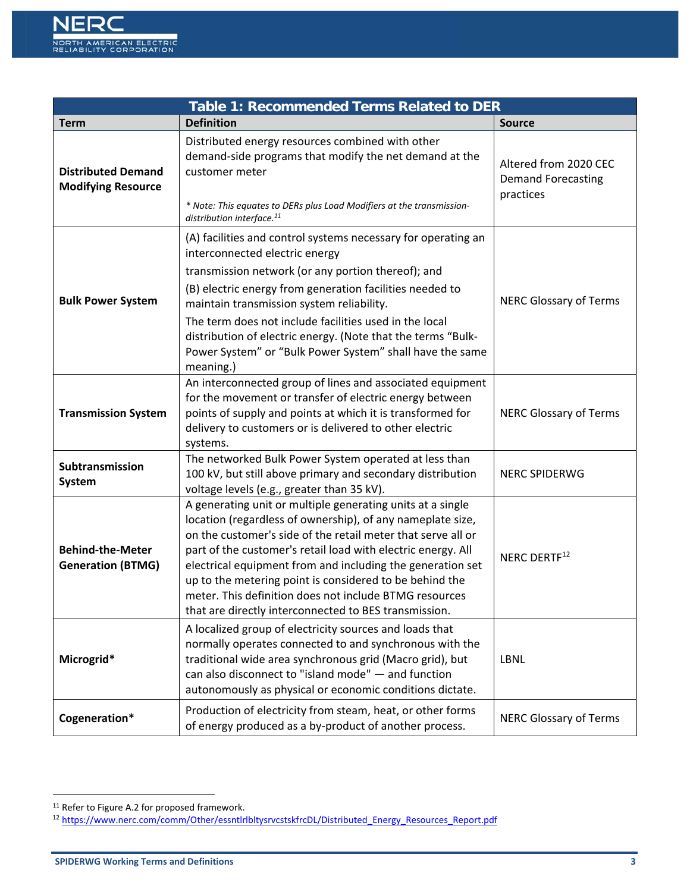**Table 1: Recommended Terms Related to DER**

| Term | Definition | Source |
|---|---|---|
| **Distributed Demand Modifying Resource** | Distributed energy resources combined with other demand-side programs that modify the net demand at the customer meter<br><br>*\* Note: This equates to DERs plus Load Modifiers at the transmission-distribution interface.[11]* | Altered from 2020 CEC Demand Forecasting practices |
| **Bulk Power System** | (A) facilities and control systems necessary for operating an interconnected electric energy transmission network (or any portion thereof); and<br>(B) electric energy from generation facilities needed to maintain transmission system reliability.<br>The term does not include facilities used in the local distribution of electric energy. (Note that the terms "Bulk-Power System" or "Bulk Power System" shall have the same meaning.) | NERC Glossary of Terms |
| **Transmission System** | An interconnected group of lines and associated equipment for the movement or transfer of electric energy between points of supply and points at which it is transformed for delivery to customers or is delivered to other electric systems. | NERC Glossary of Terms |
| **Subtransmission System** | The networked Bulk Power System operated at less than 100 kV, but still above primary and secondary distribution voltage levels (e.g., greater than 35 kV). | NERC SPIDERWG |
| **Behind-the-Meter Generation (BTMG)** | A generating unit or multiple generating units at a single location (regardless of ownership), of any nameplate size, on the customer's side of the retail meter that serve all or part of the customer's retail load with electric energy. All electrical equipment from and including the generation set up to the metering point is considered to be behind the meter. This definition does not include BTMG resources that are directly interconnected to BES transmission. | NERC DERTF[12] |
| **Microgrid*** | A localized group of electricity sources and loads that normally operates connected to and synchronous with the traditional wide area synchronous grid (Macro grid), but can also disconnect to "island mode" — and function autonomously as physical or economic conditions dictate. | LBNL |
| **Cogeneration*** | Production of electricity from steam, heat, or other forms of energy produced as a by-product of another process. | NERC Glossary of Terms |

[11] Refer to Figure A.2 for proposed framework.

[12] https://www.nerc.com/comm/Other/essntlrlbltysrvcstskfrcDL/Distributed_Energy_Resources_Report.pdf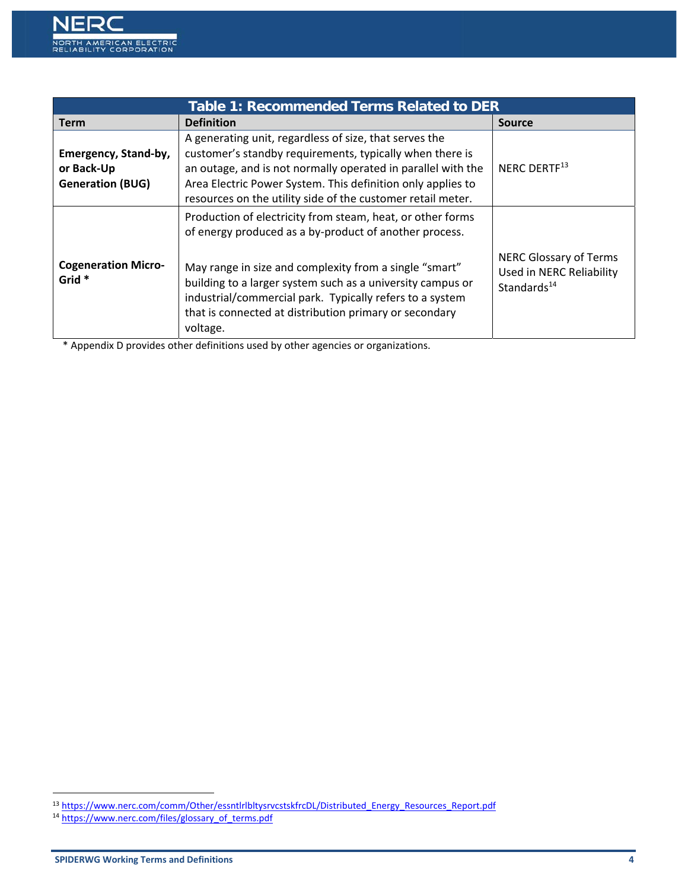**Table 1: Recommended Terms Related to DER**

| Term | Definition | Source |
|---|---|---|
| **Emergency, Stand-by, or Back-Up Generation (BUG)** | A generating unit, regardless of size, that serves the customer's standby requirements, typically when there is an outage, and is not normally operated in parallel with the Area Electric Power System. This definition only applies to resources on the utility side of the customer retail meter. | NERC DERTF[13] |
| **Cogeneration Micro-Grid *** | Production of electricity from steam, heat, or other forms of energy produced as a by-product of another process.<br><br>May range in size and complexity from a single "smart" building to a larger system such as a university campus or industrial/commercial park. Typically refers to a system that is connected at distribution primary or secondary voltage. | NERC Glossary of Terms Used in NERC Reliability Standards[14] |

* Appendix D provides other definitions used by other agencies or organizations.

---

[13] https://www.nerc.com/comm/Other/essntlrlbltysrvcstskfrcDL/Distributed_Energy_Resources_Report.pdf

[14] https://www.nerc.com/files/glossary_of_terms.pdf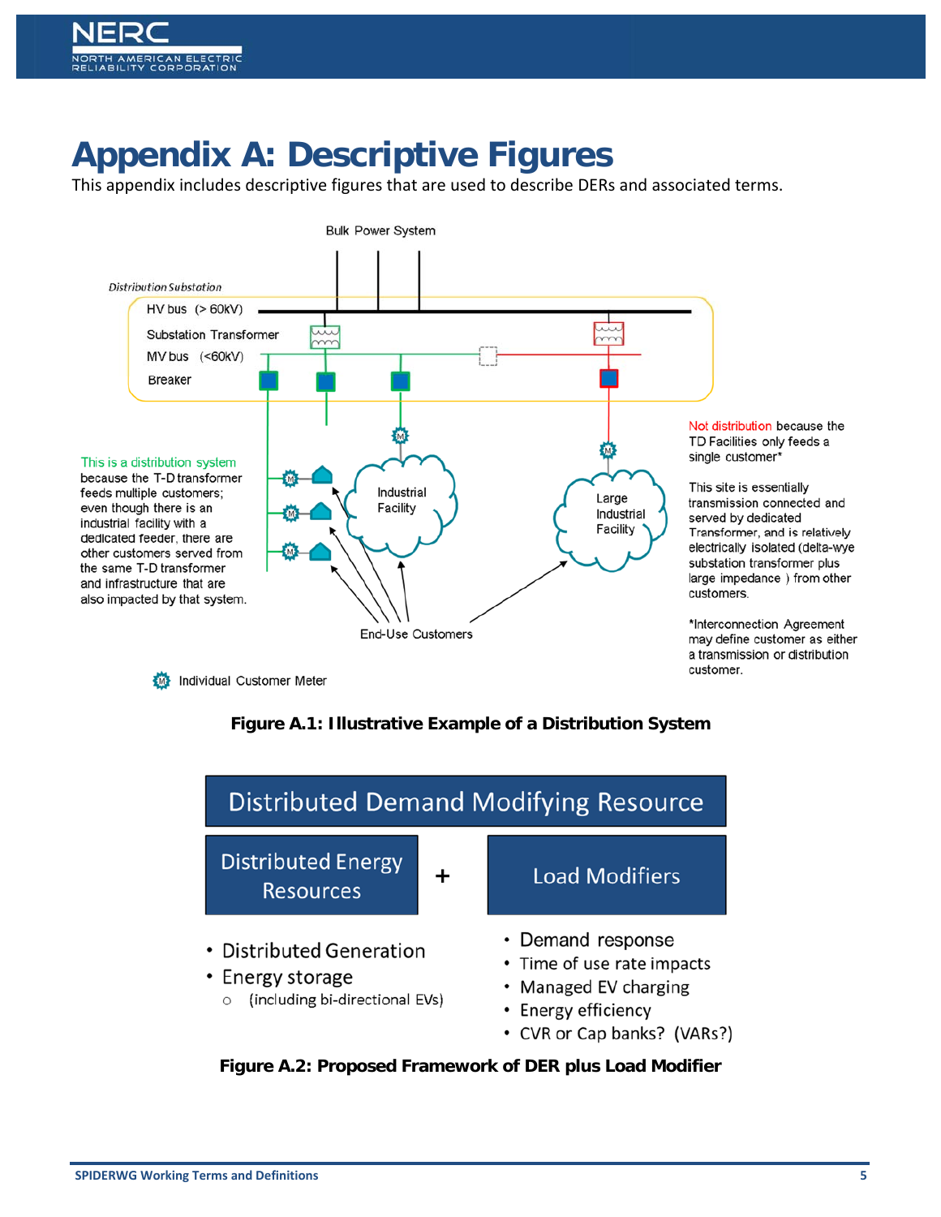# Appendix A: Descriptive Figures

This appendix includes descriptive figures that are used to describe DERs and associated terms.

Bulk Power System

*Distribution Substation*

HV bus (> 60kV)

Substation Transformer

MV bus (<60kV)

Breaker

This is a distribution system because the T-D transformer feeds multiple customers; even though there is an industrial facility with a dedicated feeder, there are other customers served from the same T-D transformer and infrastructure that are also impacted by that system.

Industrial Facility

Large Industrial Facility

Not distribution because the TD Facilities only feeds a single customer*

This site is essentially transmission connected and served by dedicated Transformer, and is relatively electrically isolated (delta-wye substation transformer plus large impedance ) from other customers.

*Interconnection Agreement may define customer as either a transmission or distribution customer.

End-Use Customers

Individual Customer Meter

**Figure A.1: Illustrative Example of a Distribution System**

Distributed Demand Modifying Resource

| Distributed Energy Resources | + | Load Modifiers |
|---|---|---|
| • Distributed Generation<br>• Energy storage<br>  ○ (including bi-directional EVs) | | • Demand response<br>• Time of use rate impacts<br>• Managed EV charging<br>• Energy efficiency<br>• CVR or Cap banks? (VARs?) |

**Figure A.2: Proposed Framework of DER plus Load Modifier**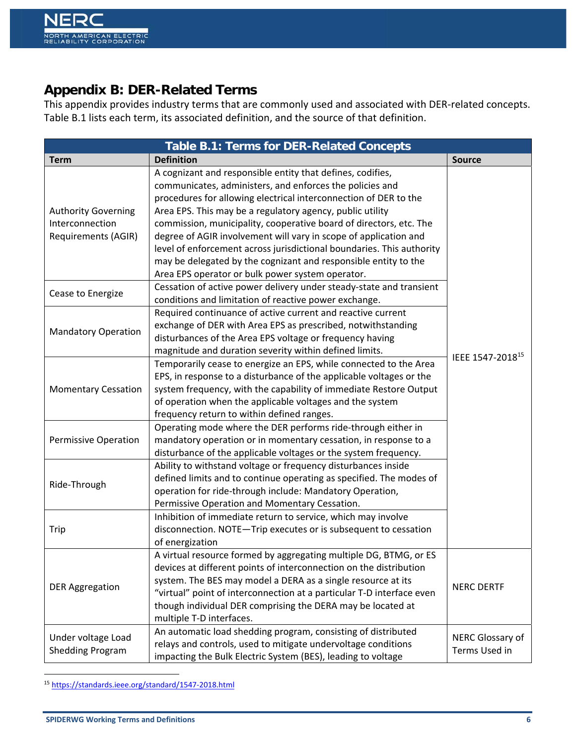## Appendix B: DER-Related Terms

This appendix provides industry terms that are commonly used and associated with DER-related concepts. Table B.1 lists each term, its associated definition, and the source of that definition.

| Table B.1: Terms for DER-Related Concepts | | |
|---|---|---|
| **Term** | **Definition** | **Source** |
| Authority Governing Interconnection Requirements (AGIR) | A cognizant and responsible entity that defines, codifies, communicates, administers, and enforces the policies and procedures for allowing electrical interconnection of DER to the Area EPS. This may be a regulatory agency, public utility commission, municipality, cooperative board of directors, etc. The degree of AGIR involvement will vary in scope of application and level of enforcement across jurisdictional boundaries. This authority may be delegated by the cognizant and responsible entity to the Area EPS operator or bulk power system operator. | IEEE 1547-2018[15] |
| Cease to Energize | Cessation of active power delivery under steady-state and transient conditions and limitation of reactive power exchange. | IEEE 1547-2018[15] |
| Mandatory Operation | Required continuance of active current and reactive current exchange of DER with Area EPS as prescribed, notwithstanding disturbances of the Area EPS voltage or frequency having magnitude and duration severity within defined limits. | IEEE 1547-2018[15] |
| Momentary Cessation | Temporarily cease to energize an EPS, while connected to the Area EPS, in response to a disturbance of the applicable voltages or the system frequency, with the capability of immediate Restore Output of operation when the applicable voltages and the system frequency return to within defined ranges. | IEEE 1547-2018[15] |
| Permissive Operation | Operating mode where the DER performs ride-through either in mandatory operation or in momentary cessation, in response to a disturbance of the applicable voltages or the system frequency. | IEEE 1547-2018[15] |
| Ride-Through | Ability to withstand voltage or frequency disturbances inside defined limits and to continue operating as specified. The modes of operation for ride-through include: Mandatory Operation, Permissive Operation and Momentary Cessation. | IEEE 1547-2018[15] |
| Trip | Inhibition of immediate return to service, which may involve disconnection. NOTE—Trip executes or is subsequent to cessation of energization | IEEE 1547-2018[15] |
| DER Aggregation | A virtual resource formed by aggregating multiple DG, BTMG, or ES devices at different points of interconnection on the distribution system. The BES may model a DERA as a single resource at its "virtual" point of interconnection at a particular T-D interface even though individual DER comprising the DERA may be located at multiple T-D interfaces. | NERC DERTF |
| Under voltage Load Shedding Program | An automatic load shedding program, consisting of distributed relays and controls, used to mitigate undervoltage conditions impacting the Bulk Electric System (BES), leading to voltage | NERC Glossary of Terms Used in |

[15] https://standards.ieee.org/standard/1547-2018.html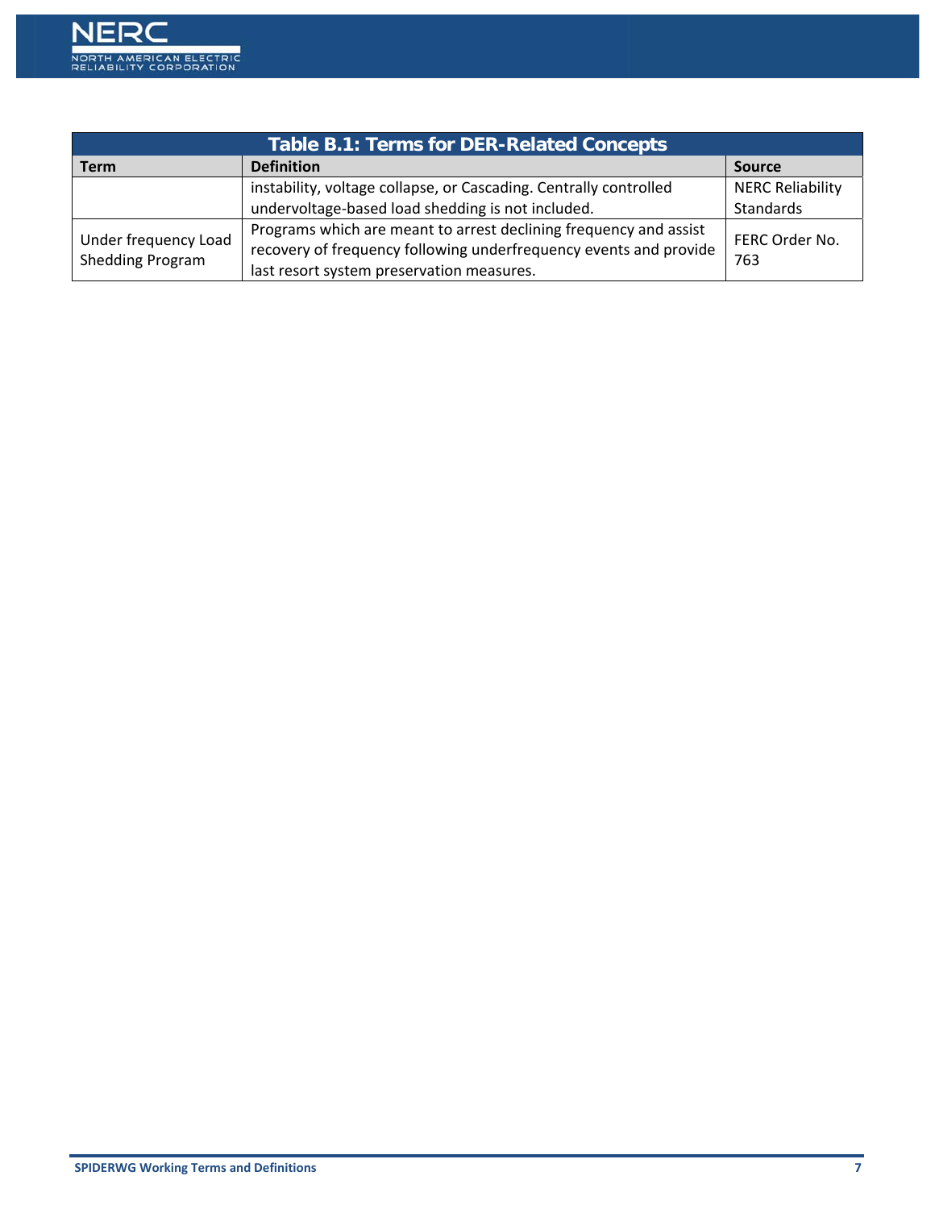| Table B.1: Terms for DER-Related Concepts | | |
|---|---|---|
| **Term** | **Definition** | **Source** |
| | instability, voltage collapse, or Cascading. Centrally controlled undervoltage-based load shedding is not included. | NERC Reliability Standards |
| Under frequency Load Shedding Program | Programs which are meant to arrest declining frequency and assist recovery of frequency following underfrequency events and provide last resort system preservation measures. | FERC Order No. 763 |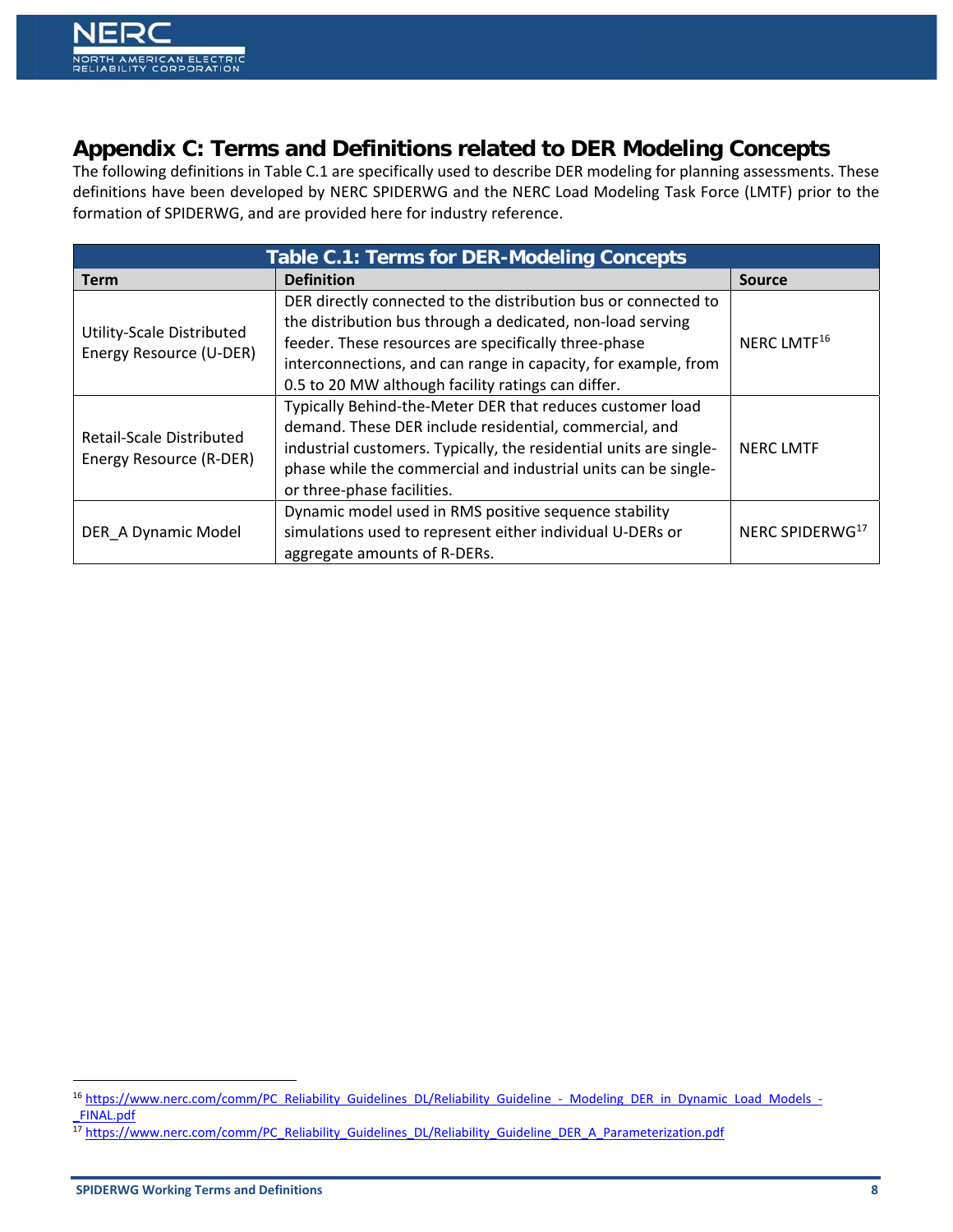## Appendix C: Terms and Definitions related to DER Modeling Concepts

The following definitions in Table C.1 are specifically used to describe DER modeling for planning assessments. These definitions have been developed by NERC SPIDERWG and the NERC Load Modeling Task Force (LMTF) prior to the formation of SPIDERWG, and are provided here for industry reference.

**Table C.1: Terms for DER-Modeling Concepts**

| Term | Definition | Source |
|---|---|---|
| Utility-Scale Distributed Energy Resource (U-DER) | DER directly connected to the distribution bus or connected to the distribution bus through a dedicated, non-load serving feeder. These resources are specifically three-phase interconnections, and can range in capacity, for example, from 0.5 to 20 MW although facility ratings can differ. | NERC LMTF[16] |
| Retail-Scale Distributed Energy Resource (R-DER) | Typically Behind-the-Meter DER that reduces customer load demand. These DER include residential, commercial, and industrial customers. Typically, the residential units are single-phase while the commercial and industrial units can be single- or three-phase facilities. | NERC LMTF |
| DER_A Dynamic Model | Dynamic model used in RMS positive sequence stability simulations used to represent either individual U-DERs or aggregate amounts of R-DERs. | NERC SPIDERWG[17] |

[16] https://www.nerc.com/comm/PC_Reliability_Guidelines_DL/Reliability_Guideline_-_Modeling_DER_in_Dynamic_Load_Models_-_FINAL.pdf

[17] https://www.nerc.com/comm/PC_Reliability_Guidelines_DL/Reliability_Guideline_DER_A_Parameterization.pdf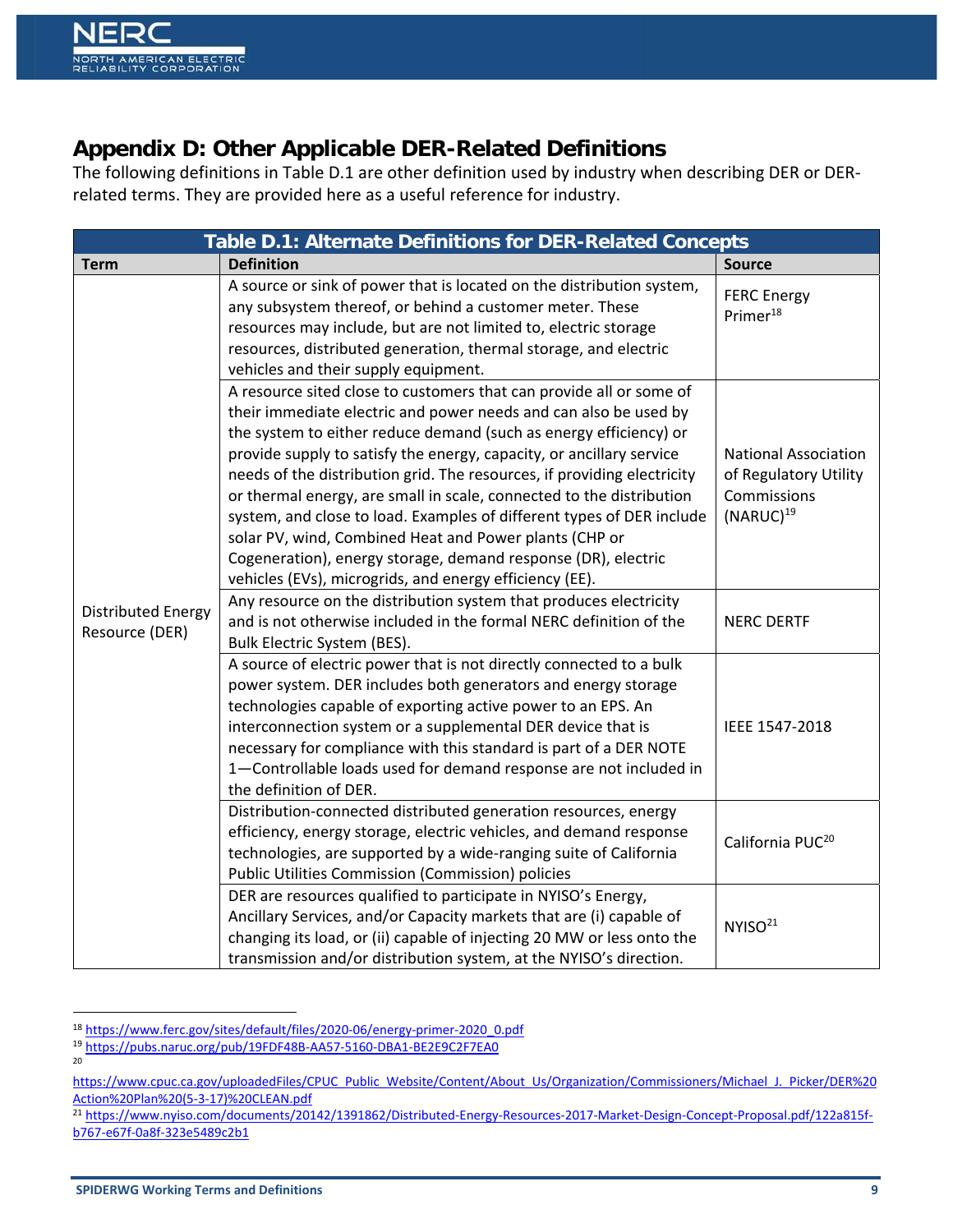## Appendix D: Other Applicable DER-Related Definitions

The following definitions in Table D.1 are other definition used by industry when describing DER or DER-related terms. They are provided here as a useful reference for industry.

**Table D.1: Alternate Definitions for DER-Related Concepts**

| Term | Definition | Source |
|---|---|---|
| Distributed Energy Resource (DER) | A source or sink of power that is located on the distribution system, any subsystem thereof, or behind a customer meter. These resources may include, but are not limited to, electric storage resources, distributed generation, thermal storage, and electric vehicles and their supply equipment. | FERC Energy Primer[18] |
| | A resource sited close to customers that can provide all or some of their immediate electric and power needs and can also be used by the system to either reduce demand (such as energy efficiency) or provide supply to satisfy the energy, capacity, or ancillary service needs of the distribution grid. The resources, if providing electricity or thermal energy, are small in scale, connected to the distribution system, and close to load. Examples of different types of DER include solar PV, wind, Combined Heat and Power plants (CHP or Cogeneration), energy storage, demand response (DR), electric vehicles (EVs), microgrids, and energy efficiency (EE). | National Association of Regulatory Utility Commissions (NARUC)[19] |
| | Any resource on the distribution system that produces electricity and is not otherwise included in the formal NERC definition of the Bulk Electric System (BES). | NERC DERTF |
| | A source of electric power that is not directly connected to a bulk power system. DER includes both generators and energy storage technologies capable of exporting active power to an EPS. An interconnection system or a supplemental DER device that is necessary for compliance with this standard is part of a DER NOTE 1—Controllable loads used for demand response are not included in the definition of DER. | IEEE 1547-2018 |
| | Distribution-connected distributed generation resources, energy efficiency, energy storage, electric vehicles, and demand response technologies, are supported by a wide-ranging suite of California Public Utilities Commission (Commission) policies | California PUC[20] |
| | DER are resources qualified to participate in NYISO's Energy, Ancillary Services, and/or Capacity markets that are (i) capable of changing its load, or (ii) capable of injecting 20 MW or less onto the transmission and/or distribution system, at the NYISO's direction. | NYISO[21] |

[18] https://www.ferc.gov/sites/default/files/2020-06/energy-primer-2020_0.pdf

[19] https://pubs.naruc.org/pub/19FDF48B-AA57-5160-DBA1-BE2E9C2F7EA0

[20] https://www.cpuc.ca.gov/uploadedFiles/CPUC_Public_Website/Content/About_Us/Organization/Commissioners/Michael_J._Picker/DER%20Action%20Plan%20(5-3-17)%20CLEAN.pdf

[21] https://www.nyiso.com/documents/20142/1391862/Distributed-Energy-Resources-2017-Market-Design-Concept-Proposal.pdf/122a815f-b767-e67f-0a8f-323e5489c2b1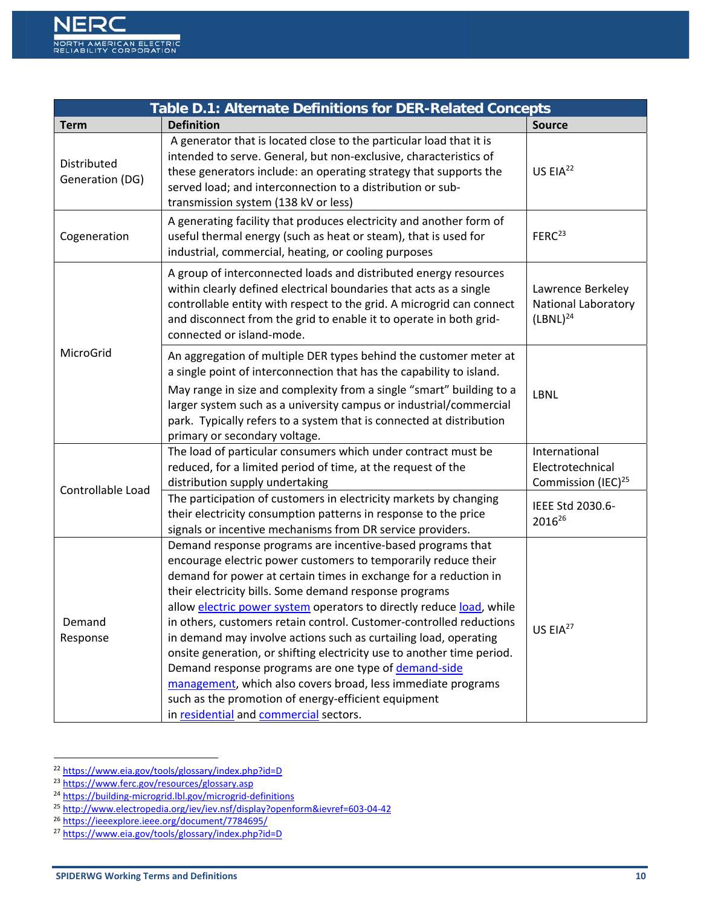| Table D.1: Alternate Definitions for DER-Related Concepts | | |
|---|---|---|
| **Term** | **Definition** | **Source** |
| Distributed Generation (DG) | A generator that is located close to the particular load that it is intended to serve. General, but non-exclusive, characteristics of these generators include: an operating strategy that supports the served load; and interconnection to a distribution or sub-transmission system (138 kV or less) | US EIA[22] |
| Cogeneration | A generating facility that produces electricity and another form of useful thermal energy (such as heat or steam), that is used for industrial, commercial, heating, or cooling purposes | FERC[23] |
| MicroGrid | A group of interconnected loads and distributed energy resources within clearly defined electrical boundaries that acts as a single controllable entity with respect to the grid. A microgrid can connect and disconnect from the grid to enable it to operate in both grid-connected or island-mode. | Lawrence Berkeley National Laboratory (LBNL)[24] |
| | An aggregation of multiple DER types behind the customer meter at a single point of interconnection that has the capability to island. May range in size and complexity from a single "smart" building to a larger system such as a university campus or industrial/commercial park. Typically refers to a system that is connected at distribution primary or secondary voltage. | LBNL |
| Controllable Load | The load of particular consumers which under contract must be reduced, for a limited period of time, at the request of the distribution supply undertaking | International Electrotechnical Commission (IEC)[25] |
| | The participation of customers in electricity markets by changing their electricity consumption patterns in response to the price signals or incentive mechanisms from DR service providers. | IEEE Std 2030.6-2016[26] |
| Demand Response | Demand response programs are incentive-based programs that encourage electric power customers to temporarily reduce their demand for power at certain times in exchange for a reduction in their electricity bills. Some demand response programs allow electric power system operators to directly reduce load, while in others, customers retain control. Customer-controlled reductions in demand may involve actions such as curtailing load, operating onsite generation, or shifting electricity use to another time period. Demand response programs are one type of demand-side management, which also covers broad, less immediate programs such as the promotion of energy-efficient equipment in residential and commercial sectors. | US EIA[27] |

[22] https://www.eia.gov/tools/glossary/index.php?id=D
[23] https://www.ferc.gov/resources/glossary.asp
[24] https://building-microgrid.lbl.gov/microgrid-definitions
[25] http://www.electropedia.org/iev/iev.nsf/display?openform&ievref=603-04-42
[26] https://ieeexplore.ieee.org/document/7784695/
[27] https://www.eia.gov/tools/glossary/index.php?id=D